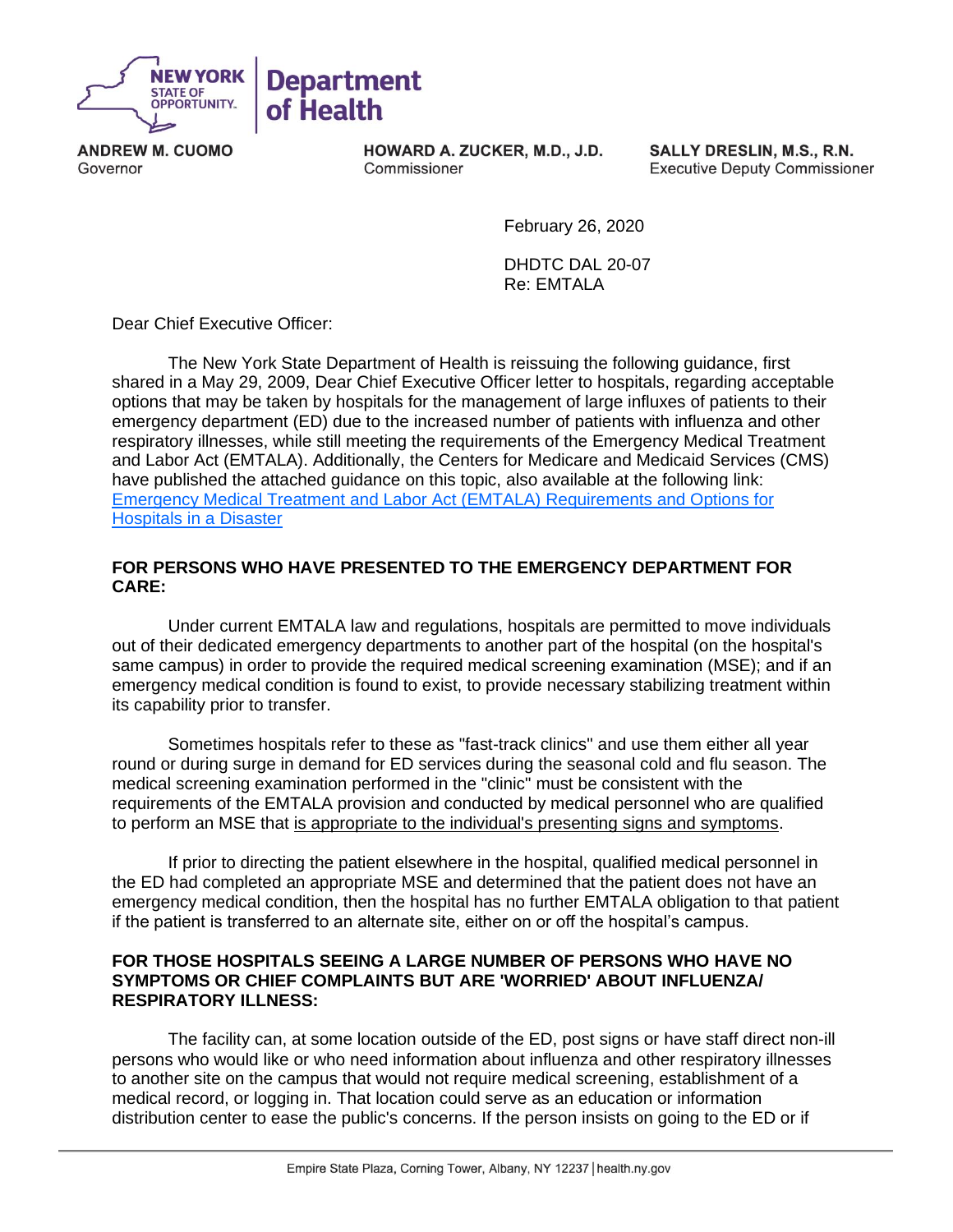**NEW YORK STATE OF OPPORTUNITY. | Department of Health**

**ANDREW M. CUOMO**
Governor

**HOWARD A. ZUCKER, M.D., J.D.**
Commissioner

**SALLY DRESLIN, M.S., R.N.**
Executive Deputy Commissioner

February 26, 2020

DHDTC DAL 20-07
Re: EMTALA

Dear Chief Executive Officer:

The New York State Department of Health is reissuing the following guidance, first shared in a May 29, 2009, Dear Chief Executive Officer letter to hospitals, regarding acceptable options that may be taken by hospitals for the management of large influxes of patients to their emergency department (ED) due to the increased number of patients with influenza and other respiratory illnesses, while still meeting the requirements of the Emergency Medical Treatment and Labor Act (EMTALA). Additionally, the Centers for Medicare and Medicaid Services (CMS) have published the attached guidance on this topic, also available at the following link: Emergency Medical Treatment and Labor Act (EMTALA) Requirements and Options for Hospitals in a Disaster

**FOR PERSONS WHO HAVE PRESENTED TO THE EMERGENCY DEPARTMENT FOR CARE:**

Under current EMTALA law and regulations, hospitals are permitted to move individuals out of their dedicated emergency departments to another part of the hospital (on the hospital's same campus) in order to provide the required medical screening examination (MSE); and if an emergency medical condition is found to exist, to provide necessary stabilizing treatment within its capability prior to transfer.

Sometimes hospitals refer to these as "fast-track clinics" and use them either all year round or during surge in demand for ED services during the seasonal cold and flu season. The medical screening examination performed in the "clinic" must be consistent with the requirements of the EMTALA provision and conducted by medical personnel who are qualified to perform an MSE that is appropriate to the individual's presenting signs and symptoms.

If prior to directing the patient elsewhere in the hospital, qualified medical personnel in the ED had completed an appropriate MSE and determined that the patient does not have an emergency medical condition, then the hospital has no further EMTALA obligation to that patient if the patient is transferred to an alternate site, either on or off the hospital's campus.

**FOR THOSE HOSPITALS SEEING A LARGE NUMBER OF PERSONS WHO HAVE NO SYMPTOMS OR CHIEF COMPLAINTS BUT ARE 'WORRIED' ABOUT INFLUENZA/ RESPIRATORY ILLNESS:**

The facility can, at some location outside of the ED, post signs or have staff direct non-ill persons who would like or who need information about influenza and other respiratory illnesses to another site on the campus that would not require medical screening, establishment of a medical record, or logging in. That location could serve as an education or information distribution center to ease the public's concerns. If the person insists on going to the ED or if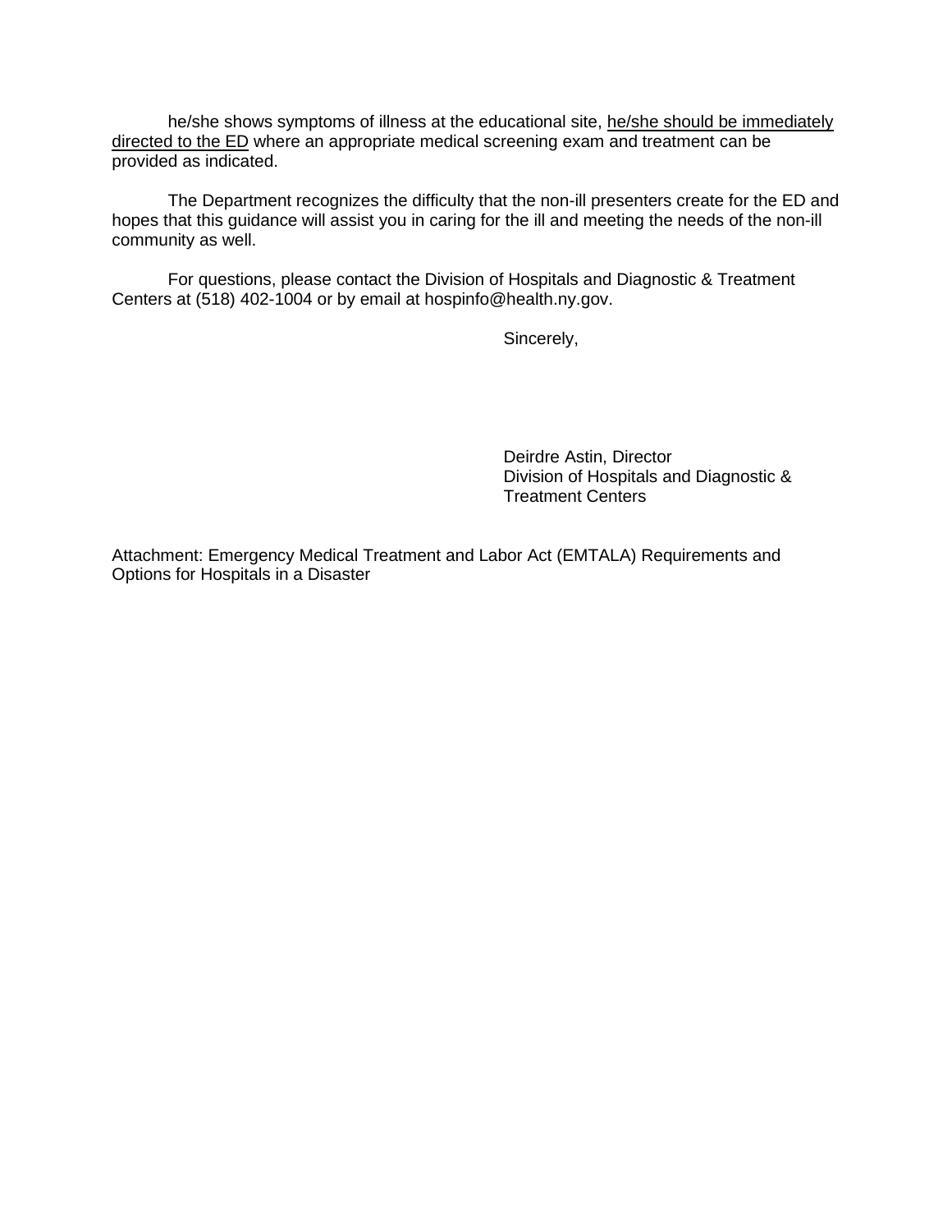he/she shows symptoms of illness at the educational site, <u>he/she should be immediately directed to the ED</u> where an appropriate medical screening exam and treatment can be provided as indicated.

The Department recognizes the difficulty that the non-ill presenters create for the ED and hopes that this guidance will assist you in caring for the ill and meeting the needs of the non-ill community as well.

For questions, please contact the Division of Hospitals and Diagnostic & Treatment Centers at (518) 402-1004 or by email at hospinfo@health.ny.gov.

Sincerely,

Deirdre Astin, Director
Division of Hospitals and Diagnostic & Treatment Centers

Attachment: Emergency Medical Treatment and Labor Act (EMTALA) Requirements and Options for Hospitals in a Disaster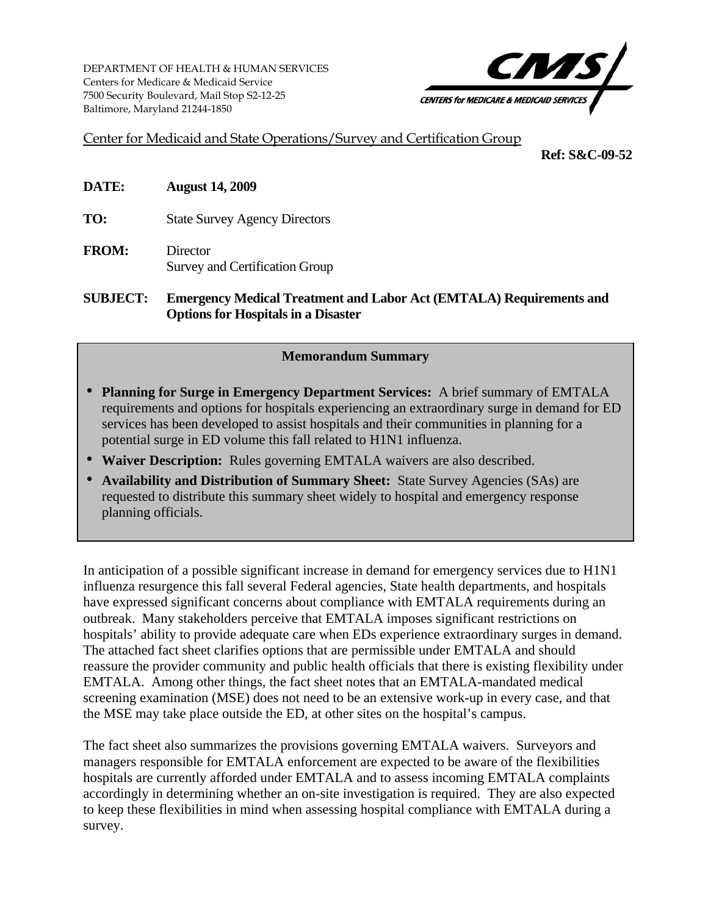DEPARTMENT OF HEALTH & HUMAN SERVICES
Centers for Medicare & Medicaid Service
7500 Security Boulevard, Mail Stop S2-12-25
Baltimore, Maryland 21244-1850

CMS
CENTERS for MEDICARE & MEDICAID SERVICES

Center for Medicaid and State Operations/Survey and Certification Group

**Ref: S&C-09-52**

**DATE:** **August 14, 2009**

**TO:** State Survey Agency Directors

**FROM:** Director
Survey and Certification Group

**SUBJECT:** **Emergency Medical Treatment and Labor Act (EMTALA) Requirements and Options for Hospitals in a Disaster**

**Memorandum Summary**

- **Planning for Surge in Emergency Department Services:** A brief summary of EMTALA requirements and options for hospitals experiencing an extraordinary surge in demand for ED services has been developed to assist hospitals and their communities in planning for a potential surge in ED volume this fall related to H1N1 influenza.
- **Waiver Description:** Rules governing EMTALA waivers are also described.
- **Availability and Distribution of Summary Sheet:** State Survey Agencies (SAs) are requested to distribute this summary sheet widely to hospital and emergency response planning officials.

In anticipation of a possible significant increase in demand for emergency services due to H1N1 influenza resurgence this fall several Federal agencies, State health departments, and hospitals have expressed significant concerns about compliance with EMTALA requirements during an outbreak. Many stakeholders perceive that EMTALA imposes significant restrictions on hospitals' ability to provide adequate care when EDs experience extraordinary surges in demand. The attached fact sheet clarifies options that are permissible under EMTALA and should reassure the provider community and public health officials that there is existing flexibility under EMTALA. Among other things, the fact sheet notes that an EMTALA-mandated medical screening examination (MSE) does not need to be an extensive work-up in every case, and that the MSE may take place outside the ED, at other sites on the hospital's campus.

The fact sheet also summarizes the provisions governing EMTALA waivers. Surveyors and managers responsible for EMTALA enforcement are expected to be aware of the flexibilities hospitals are currently afforded under EMTALA and to assess incoming EMTALA complaints accordingly in determining whether an on-site investigation is required. They are also expected to keep these flexibilities in mind when assessing hospital compliance with EMTALA during a survey.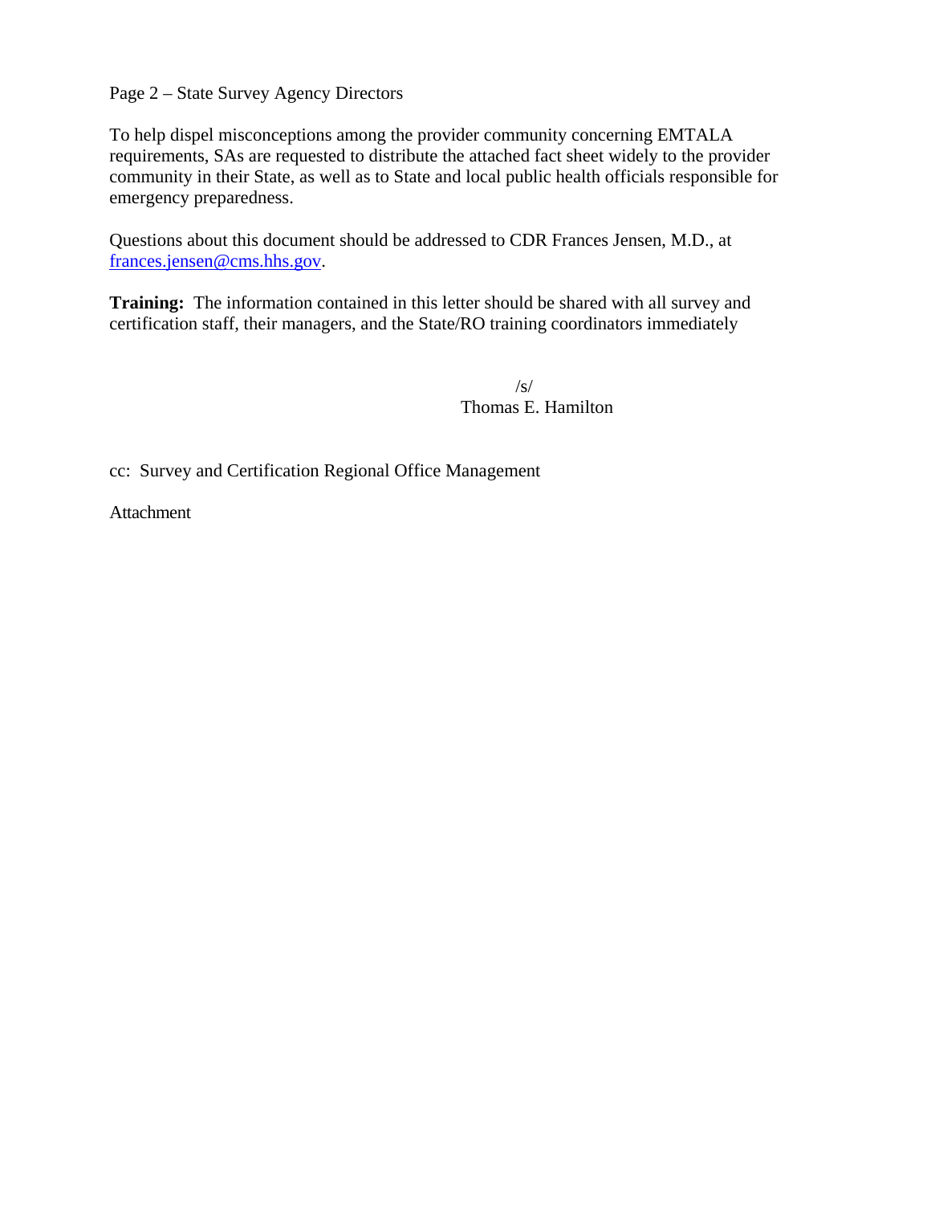To help dispel misconceptions among the provider community concerning EMTALA requirements, SAs are requested to distribute the attached fact sheet widely to the provider community in their State, as well as to State and local public health officials responsible for emergency preparedness.

Questions about this document should be addressed to CDR Frances Jensen, M.D., at frances.jensen@cms.hhs.gov.

**Training:** The information contained in this letter should be shared with all survey and certification staff, their managers, and the State/RO training coordinators immediately

/s/
Thomas E. Hamilton

cc: Survey and Certification Regional Office Management

Attachment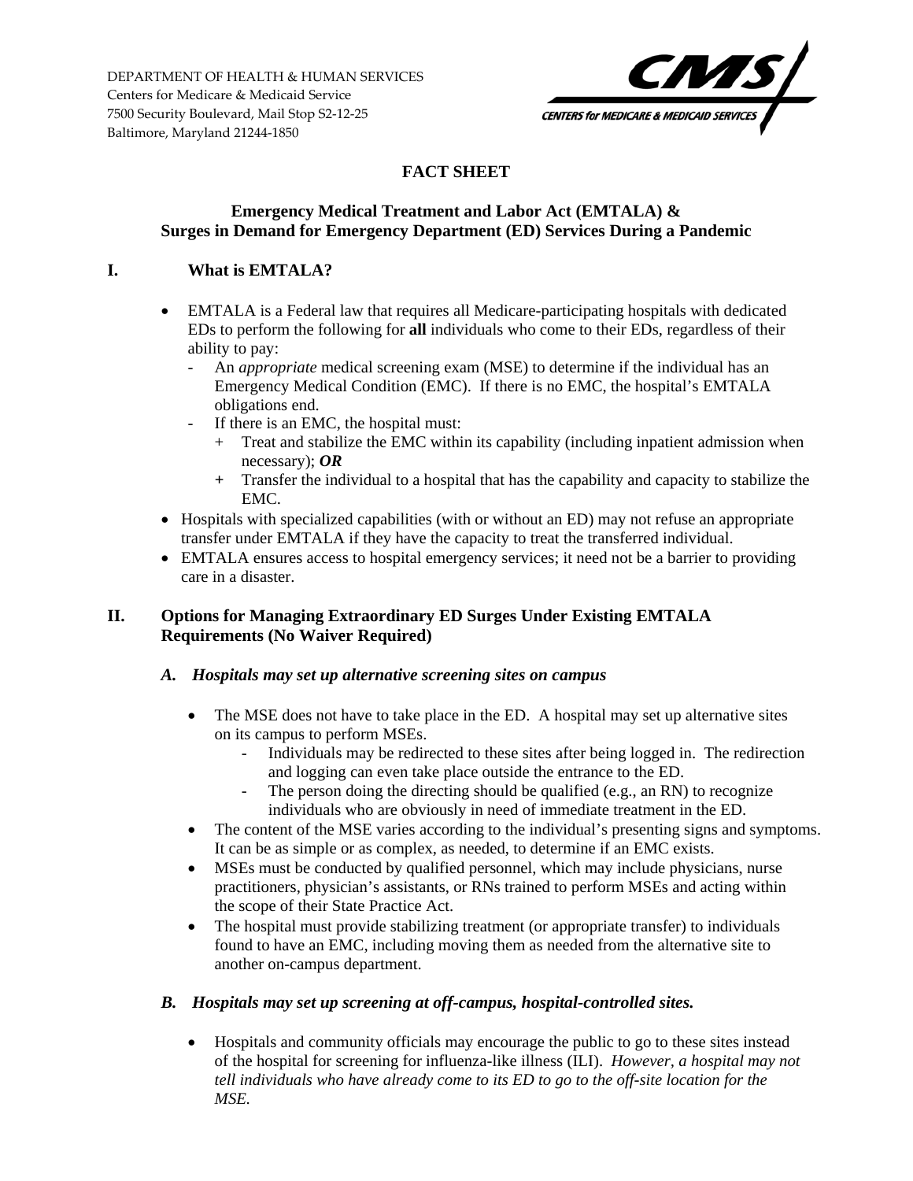DEPARTMENT OF HEALTH & HUMAN SERVICES
Centers for Medicare & Medicaid Service
7500 Security Boulevard, Mail Stop S2-12-25
Baltimore, Maryland 21244-1850

CMS CENTERS for MEDICARE & MEDICAID SERVICES

# FACT SHEET

## Emergency Medical Treatment and Labor Act (EMTALA) & Surges in Demand for Emergency Department (ED) Services During a Pandemic

## I. What is EMTALA?

- EMTALA is a Federal law that requires all Medicare-participating hospitals with dedicated EDs to perform the following for **all** individuals who come to their EDs, regardless of their ability to pay:
  - An *appropriate* medical screening exam (MSE) to determine if the individual has an Emergency Medical Condition (EMC). If there is no EMC, the hospital's EMTALA obligations end.
  - If there is an EMC, the hospital must:
    + Treat and stabilize the EMC within its capability (including inpatient admission when necessary); ***OR***
    + Transfer the individual to a hospital that has the capability and capacity to stabilize the EMC.
- Hospitals with specialized capabilities (with or without an ED) may not refuse an appropriate transfer under EMTALA if they have the capacity to treat the transferred individual.
- EMTALA ensures access to hospital emergency services; it need not be a barrier to providing care in a disaster.

## II. Options for Managing Extraordinary ED Surges Under Existing EMTALA Requirements (No Waiver Required)

### *A. Hospitals may set up alternative screening sites on campus*

- The MSE does not have to take place in the ED. A hospital may set up alternative sites on its campus to perform MSEs.
  - Individuals may be redirected to these sites after being logged in. The redirection and logging can even take place outside the entrance to the ED.
  - The person doing the directing should be qualified (e.g., an RN) to recognize individuals who are obviously in need of immediate treatment in the ED.
- The content of the MSE varies according to the individual's presenting signs and symptoms. It can be as simple or as complex, as needed, to determine if an EMC exists.
- MSEs must be conducted by qualified personnel, which may include physicians, nurse practitioners, physician's assistants, or RNs trained to perform MSEs and acting within the scope of their State Practice Act.
- The hospital must provide stabilizing treatment (or appropriate transfer) to individuals found to have an EMC, including moving them as needed from the alternative site to another on-campus department.

### *B. Hospitals may set up screening at off-campus, hospital-controlled sites.*

- Hospitals and community officials may encourage the public to go to these sites instead of the hospital for screening for influenza-like illness (ILI). *However, a hospital may not tell individuals who have already come to its ED to go to the off-site location for the MSE.*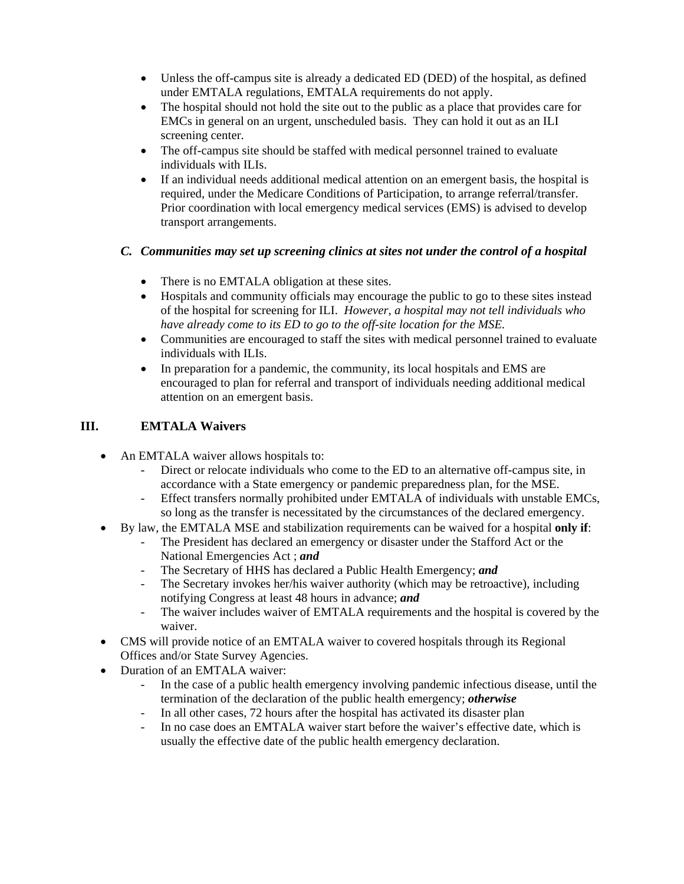- Unless the off-campus site is already a dedicated ED (DED) of the hospital, as defined under EMTALA regulations, EMTALA requirements do not apply.
- The hospital should not hold the site out to the public as a place that provides care for EMCs in general on an urgent, unscheduled basis. They can hold it out as an ILI screening center.
- The off-campus site should be staffed with medical personnel trained to evaluate individuals with ILIs.
- If an individual needs additional medical attention on an emergent basis, the hospital is required, under the Medicare Conditions of Participation, to arrange referral/transfer. Prior coordination with local emergency medical services (EMS) is advised to develop transport arrangements.

### *C. Communities may set up screening clinics at sites not under the control of a hospital*

- There is no EMTALA obligation at these sites.
- Hospitals and community officials may encourage the public to go to these sites instead of the hospital for screening for ILI. *However, a hospital may not tell individuals who have already come to its ED to go to the off-site location for the MSE.*
- Communities are encouraged to staff the sites with medical personnel trained to evaluate individuals with ILIs.
- In preparation for a pandemic, the community, its local hospitals and EMS are encouraged to plan for referral and transport of individuals needing additional medical attention on an emergent basis.

## III. EMTALA Waivers

- An EMTALA waiver allows hospitals to:
  - Direct or relocate individuals who come to the ED to an alternative off-campus site, in accordance with a State emergency or pandemic preparedness plan, for the MSE.
  - Effect transfers normally prohibited under EMTALA of individuals with unstable EMCs, so long as the transfer is necessitated by the circumstances of the declared emergency.
- By law, the EMTALA MSE and stabilization requirements can be waived for a hospital **only if**:
  - The President has declared an emergency or disaster under the Stafford Act or the National Emergencies Act ; ***and***
  - The Secretary of HHS has declared a Public Health Emergency; ***and***
  - The Secretary invokes her/his waiver authority (which may be retroactive), including notifying Congress at least 48 hours in advance; ***and***
  - The waiver includes waiver of EMTALA requirements and the hospital is covered by the waiver.
- CMS will provide notice of an EMTALA waiver to covered hospitals through its Regional Offices and/or State Survey Agencies.
- Duration of an EMTALA waiver:
  - In the case of a public health emergency involving pandemic infectious disease, until the termination of the declaration of the public health emergency; ***otherwise***
  - In all other cases, 72 hours after the hospital has activated its disaster plan
  - In no case does an EMTALA waiver start before the waiver's effective date, which is usually the effective date of the public health emergency declaration.